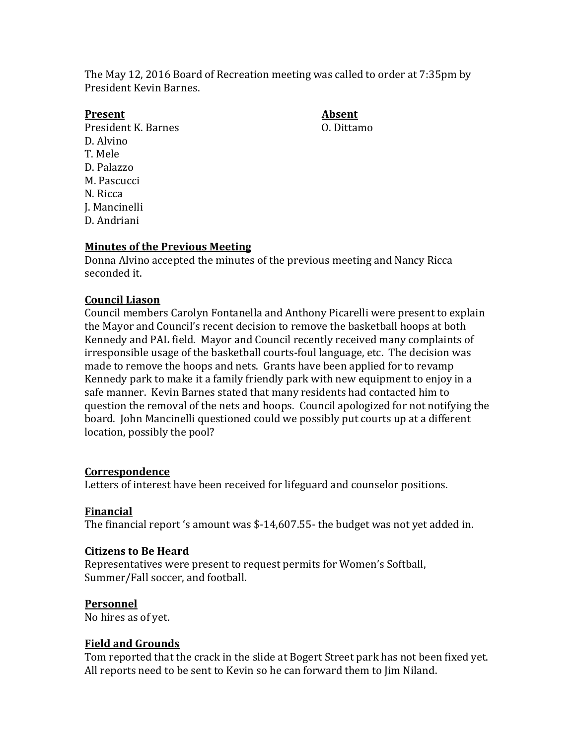The May 12, 2016 Board of Recreation meeting was called to order at 7:35pm by President Kevin Barnes.

| **Present** | **Absent** |
|---|---|
| President K. Barnes | O. Dittamo |
| D. Alvino | |
| T. Mele | |
| D. Palazzo | |
| M. Pascucci | |
| N. Ricca | |
| J. Mancinelli | |
| D. Andriani | |

**Minutes of the Previous Meeting**

Donna Alvino accepted the minutes of the previous meeting and Nancy Ricca seconded it.

**Council Liason**

Council members Carolyn Fontanella and Anthony Picarelli were present to explain the Mayor and Council's recent decision to remove the basketball hoops at both Kennedy and PAL field. Mayor and Council recently received many complaints of irresponsible usage of the basketball courts-foul language, etc. The decision was made to remove the hoops and nets. Grants have been applied for to revamp Kennedy park to make it a family friendly park with new equipment to enjoy in a safe manner. Kevin Barnes stated that many residents had contacted him to question the removal of the nets and hoops. Council apologized for not notifying the board. John Mancinelli questioned could we possibly put courts up at a different location, possibly the pool?

**Correspondence**

Letters of interest have been received for lifeguard and counselor positions.

**Financial**

The financial report 's amount was $-14,607.55- the budget was not yet added in.

**Citizens to Be Heard**

Representatives were present to request permits for Women's Softball, Summer/Fall soccer, and football.

**Personnel**

No hires as of yet.

**Field and Grounds**

Tom reported that the crack in the slide at Bogert Street park has not been fixed yet. All reports need to be sent to Kevin so he can forward them to Jim Niland.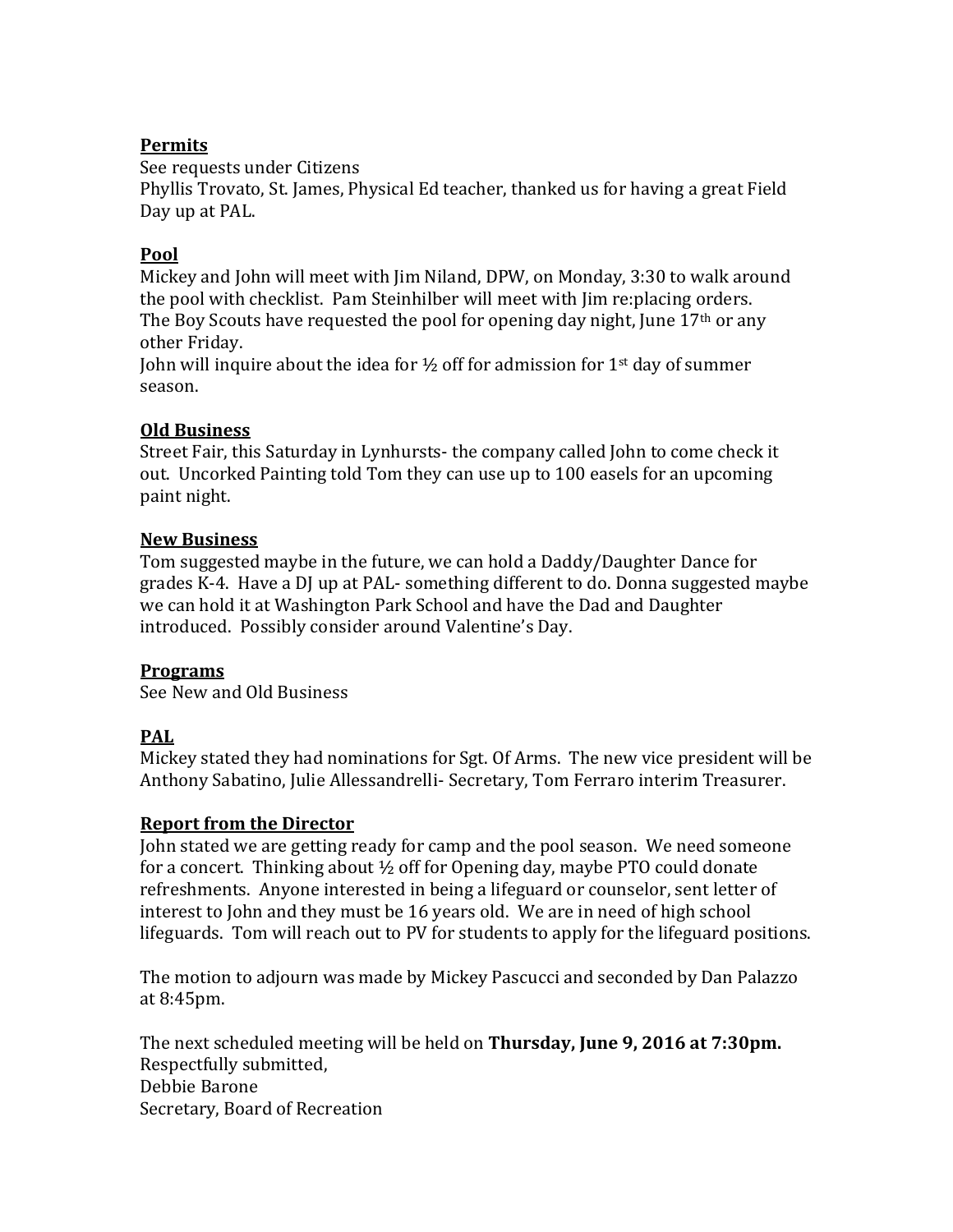**Permits**

See requests under Citizens

Phyllis Trovato, St. James, Physical Ed teacher, thanked us for having a great Field Day up at PAL.

**Pool**

Mickey and John will meet with Jim Niland, DPW, on Monday, 3:30 to walk around the pool with checklist. Pam Steinhilber will meet with Jim re:placing orders. The Boy Scouts have requested the pool for opening day night, June 17th or any other Friday.

John will inquire about the idea for ½ off for admission for 1st day of summer season.

**Old Business**

Street Fair, this Saturday in Lynhursts- the company called John to come check it out. Uncorked Painting told Tom they can use up to 100 easels for an upcoming paint night.

**New Business**

Tom suggested maybe in the future, we can hold a Daddy/Daughter Dance for grades K-4. Have a DJ up at PAL- something different to do. Donna suggested maybe we can hold it at Washington Park School and have the Dad and Daughter introduced. Possibly consider around Valentine's Day.

**Programs**

See New and Old Business

**PAL**

Mickey stated they had nominations for Sgt. Of Arms. The new vice president will be Anthony Sabatino, Julie Allessandrelli- Secretary, Tom Ferraro interim Treasurer.

**Report from the Director**

John stated we are getting ready for camp and the pool season. We need someone for a concert. Thinking about ½ off for Opening day, maybe PTO could donate refreshments. Anyone interested in being a lifeguard or counselor, sent letter of interest to John and they must be 16 years old. We are in need of high school lifeguards. Tom will reach out to PV for students to apply for the lifeguard positions.

The motion to adjourn was made by Mickey Pascucci and seconded by Dan Palazzo at 8:45pm.

The next scheduled meeting will be held on **Thursday, June 9, 2016 at 7:30pm.**
Respectfully submitted,
Debbie Barone
Secretary, Board of Recreation